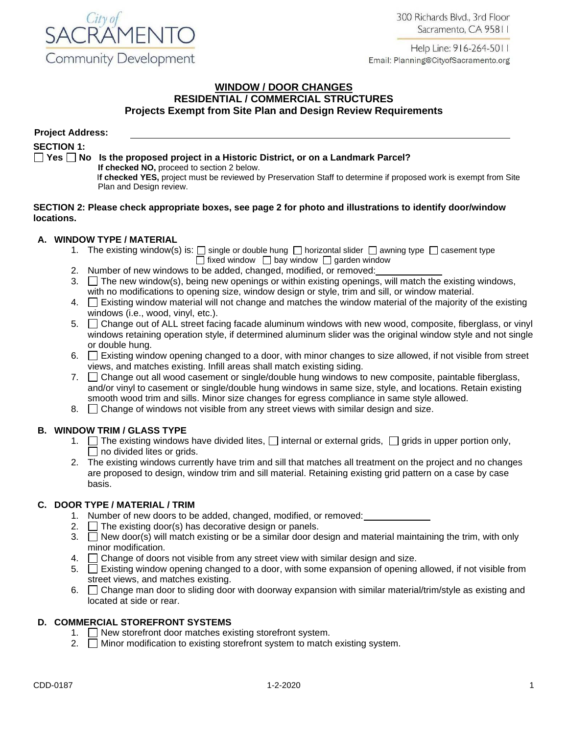City of SACRAMENTO
Community Development

300 Richards Blvd., 3rd Floor
Sacramento, CA 95811

Help Line: 916-264-5011
Email: Planning@CityofSacramento.org

## WINDOW / DOOR CHANGES
## RESIDENTIAL / COMMERCIAL STRUCTURES
## Projects Exempt from Site Plan and Design Review Requirements

**Project Address:** ______________________________

**SECTION 1:**

☐ **Yes** ☐ **No** **Is the proposed project in a Historic District, or on a Landmark Parcel?**

**If checked NO,** proceed to section 2 below.
**If checked YES,** project must be reviewed by Preservation Staff to determine if proposed work is exempt from Site Plan and Design review.

**SECTION 2: Please check appropriate boxes, see page 2 for photo and illustrations to identify door/window locations.**

### A. WINDOW TYPE / MATERIAL

1. The existing window(s) is: ☐ single or double hung ☐ horizontal slider ☐ awning type ☐ casement type ☐ fixed window ☐ bay window ☐ garden window
2. Number of new windows to be added, changed, modified, or removed: ____________
3. ☐ The new window(s), being new openings or within existing openings, will match the existing windows, with no modifications to opening size, window design or style, trim and sill, or window material.
4. ☐ Existing window material will not change and matches the window material of the majority of the existing windows (i.e., wood, vinyl, etc.).
5. ☐ Change out of ALL street facing facade aluminum windows with new wood, composite, fiberglass, or vinyl windows retaining operation style, if determined aluminum slider was the original window style and not single or double hung.
6. ☐ Existing window opening changed to a door, with minor changes to size allowed, if not visible from street views, and matches existing. Infill areas shall match existing siding.
7. ☐ Change out all wood casement or single/double hung windows to new composite, paintable fiberglass, and/or vinyl to casement or single/double hung windows in same size, style, and locations. Retain existing smooth wood trim and sills. Minor size changes for egress compliance in same style allowed.
8. ☐ Change of windows not visible from any street views with similar design and size.

### B. WINDOW TRIM / GLASS TYPE

1. ☐ The existing windows have divided lites, ☐ internal or external grids, ☐ grids in upper portion only, ☐ no divided lites or grids.
2. The existing windows currently have trim and sill that matches all treatment on the project and no changes are proposed to design, window trim and sill material. Retaining existing grid pattern on a case by case basis.

### C. DOOR TYPE / MATERIAL / TRIM

1. Number of new doors to be added, changed, modified, or removed: ____________
2. ☐ The existing door(s) has decorative design or panels.
3. ☐ New door(s) will match existing or be a similar door design and material maintaining the trim, with only minor modification.
4. ☐ Change of doors not visible from any street view with similar design and size.
5. ☐ Existing window opening changed to a door, with some expansion of opening allowed, if not visible from street views, and matches existing.
6. ☐ Change man door to sliding door with doorway expansion with similar material/trim/style as existing and located at side or rear.

### D. COMMERCIAL STOREFRONT SYSTEMS

1. ☐ New storefront door matches existing storefront system.
2. ☐ Minor modification to existing storefront system to match existing system.

CDD-0187 1-2-2020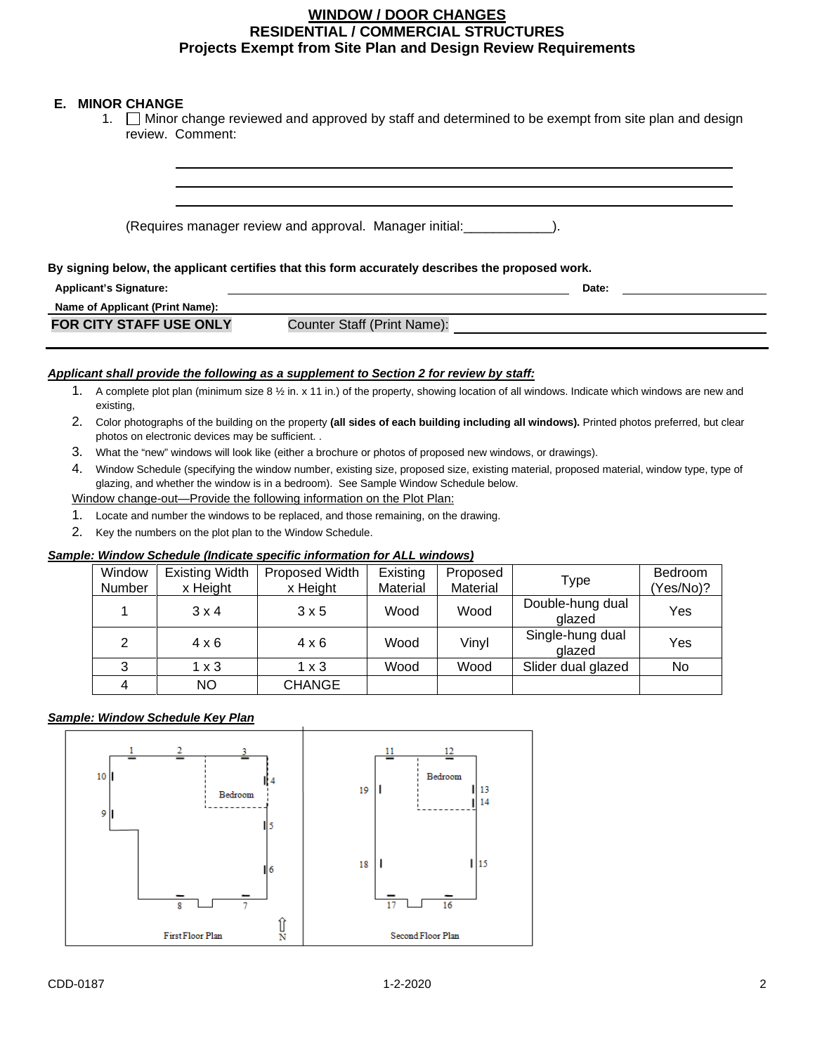# WINDOW / DOOR CHANGES
## RESIDENTIAL / COMMERCIAL STRUCTURES
## Projects Exempt from Site Plan and Design Review Requirements

**E. MINOR CHANGE**

1. ☐ Minor change reviewed and approved by staff and determined to be exempt from site plan and design review. Comment:

_______________________________________________

_______________________________________________

_______________________________________________

(Requires manager review and approval. Manager initial:____________).

**By signing below, the applicant certifies that this form accurately describes the proposed work.**

**Applicant's Signature:** ______________________ **Date:** ____________

**Name of Applicant (Print Name):** ______________________

**FOR CITY STAFF USE ONLY** Counter Staff (Print Name): ______________________

***Applicant shall provide the following as a supplement to Section 2 for review by staff:***

1. A complete plot plan (minimum size 8 ½ in. x 11 in.) of the property, showing location of all windows. Indicate which windows are new and existing,
2. Color photographs of the building on the property **(all sides of each building including all windows).** Printed photos preferred, but clear photos on electronic devices may be sufficient. .
3. What the "new" windows will look like (either a brochure or photos of proposed new windows, or drawings).
4. Window Schedule (specifying the window number, existing size, proposed size, existing material, proposed material, window type, type of glazing, and whether the window is in a bedroom). See Sample Window Schedule below.

Window change-out—Provide the following information on the Plot Plan:

1. Locate and number the windows to be replaced, and those remaining, on the drawing.
2. Key the numbers on the plot plan to the Window Schedule.

***Sample: Window Schedule (Indicate specific information for ALL windows)***

| Window Number | Existing Width x Height | Proposed Width x Height | Existing Material | Proposed Material | Type | Bedroom (Yes/No)? |
|---|---|---|---|---|---|---|
| 1 | 3 x 4 | 3 x 5 | Wood | Wood | Double-hung dual glazed | Yes |
| 2 | 4 x 6 | 4 x 6 | Wood | Vinyl | Single-hung dual glazed | Yes |
| 3 | 1 x 3 | 1 x 3 | Wood | Wood | Slider dual glazed | No |
| 4 | NO | CHANGE | | | | |

***Sample: Window Schedule Key Plan***

1 2 3 4 5 6 7 8 9 10
Bedroom
First Floor Plan
N

11 12 13 14 15 16 17 18 19
Bedroom
Second Floor Plan